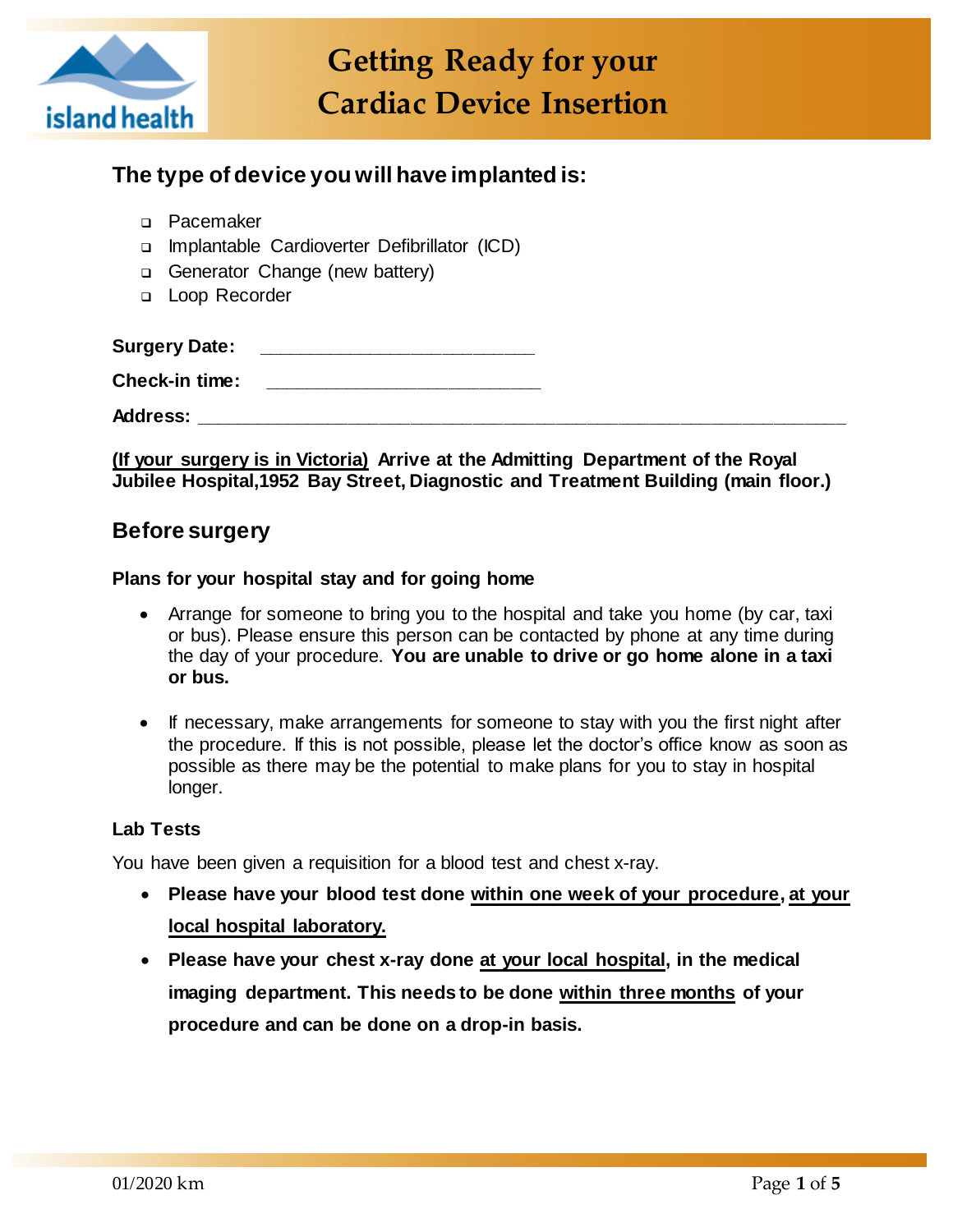# Getting Ready for your Cardiac Device Insertion

## The type of device you will have implanted is:

- ☐ Pacemaker
- ☐ Implantable Cardioverter Defibrillator (ICD)
- ☐ Generator Change (new battery)
- ☐ Loop Recorder

**Surgery Date:** ____________________________

**Check-in time:** ____________________________

**Address:** ______________________________________________________________________

**(If your surgery is in Victoria) Arrive at the Admitting Department of the Royal Jubilee Hospital,1952 Bay Street, Diagnostic and Treatment Building (main floor.)**

## Before surgery

### Plans for your hospital stay and for going home

- Arrange for someone to bring you to the hospital and take you home (by car, taxi or bus). Please ensure this person can be contacted by phone at any time during the day of your procedure. **You are unable to drive or go home alone in a taxi or bus.**
- If necessary, make arrangements for someone to stay with you the first night after the procedure. If this is not possible, please let the doctor's office know as soon as possible as there may be the potential to make plans for you to stay in hospital longer.

### Lab Tests

You have been given a requisition for a blood test and chest x-ray.

- **Please have your blood test done <u>within one week of your procedure</u>, <u>at your local hospital laboratory.</u>**
- **Please have your chest x-ray done <u>at your local hospital</u>, in the medical imaging department. This needs to be done <u>within three months</u> of your procedure and can be done on a drop-in basis.**

01/2020 km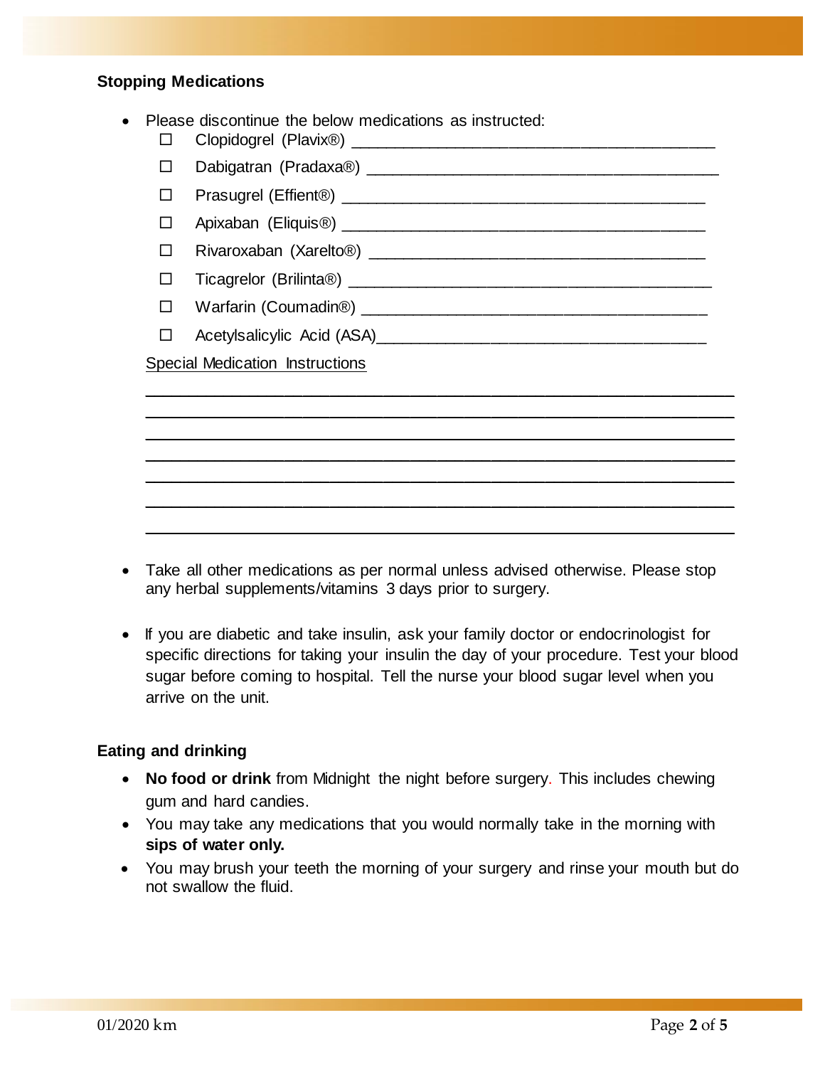## Stopping Medications

- Please discontinue the below medications as instructed:
  - ☐ Clopidogrel (Plavix®) ________________________________________
  - ☐ Dabigatran (Pradaxa®) ________________________________________
  - ☐ Prasugrel (Effient®) ________________________________________
  - ☐ Apixaban (Eliquis®) ________________________________________
  - ☐ Rivaroxaban (Xarelto®) ________________________________________
  - ☐ Ticagrelor (Brilinta®) ________________________________________
  - ☐ Warfarin (Coumadin®) ________________________________________
  - ☐ Acetylsalicylic Acid (ASA)________________________________________

  Special Medication Instructions

  ______________________________________________________________

  ______________________________________________________________

  ______________________________________________________________

  ______________________________________________________________

  ______________________________________________________________

  ______________________________________________________________

  ______________________________________________________________

- Take all other medications as per normal unless advised otherwise. Please stop any herbal supplements/vitamins 3 days prior to surgery.

- If you are diabetic and take insulin, ask your family doctor or endocrinologist for specific directions for taking your insulin the day of your procedure. Test your blood sugar before coming to hospital. Tell the nurse your blood sugar level when you arrive on the unit.

## Eating and drinking

- **No food or drink** from Midnight the night before surgery. This includes chewing gum and hard candies.
- You may take any medications that you would normally take in the morning with **sips of water only.**
- You may brush your teeth the morning of your surgery and rinse your mouth but do not swallow the fluid.

01/2020 km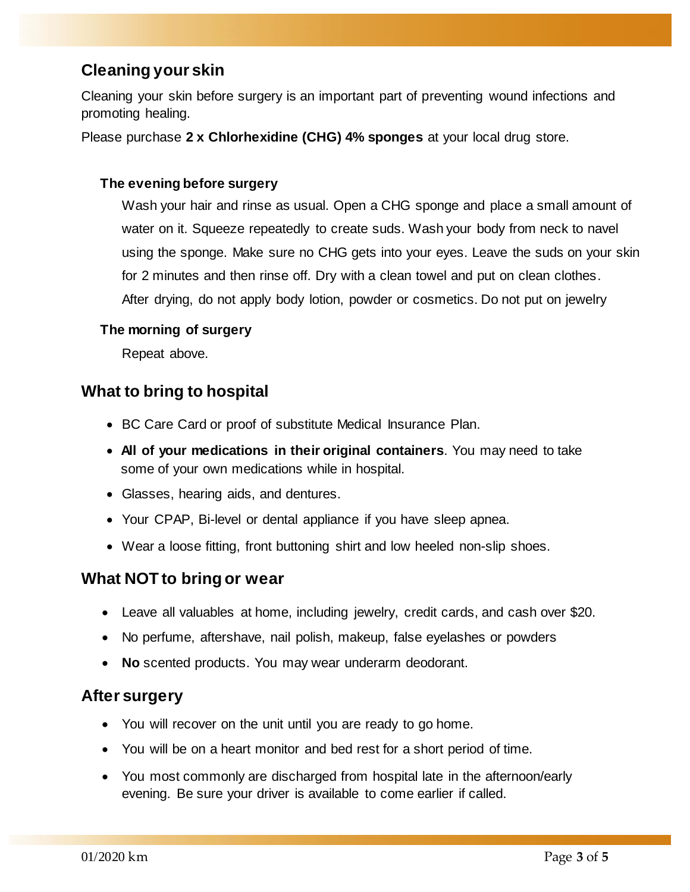## Cleaning your skin

Cleaning your skin before surgery is an important part of preventing wound infections and promoting healing.

Please purchase **2 x Chlorhexidine (CHG) 4% sponges** at your local drug store.

### The evening before surgery

Wash your hair and rinse as usual. Open a CHG sponge and place a small amount of water on it. Squeeze repeatedly to create suds. Wash your body from neck to navel using the sponge. Make sure no CHG gets into your eyes. Leave the suds on your skin for 2 minutes and then rinse off. Dry with a clean towel and put on clean clothes. After drying, do not apply body lotion, powder or cosmetics. Do not put on jewelry

### The morning of surgery

Repeat above.

## What to bring to hospital

- BC Care Card or proof of substitute Medical Insurance Plan.
- **All of your medications in their original containers**. You may need to take some of your own medications while in hospital.
- Glasses, hearing aids, and dentures.
- Your CPAP, Bi-level or dental appliance if you have sleep apnea.
- Wear a loose fitting, front buttoning shirt and low heeled non-slip shoes.

## What NOT to bring or wear

- Leave all valuables at home, including jewelry, credit cards, and cash over $20.
- No perfume, aftershave, nail polish, makeup, false eyelashes or powders
- **No** scented products. You may wear underarm deodorant.

## After surgery

- You will recover on the unit until you are ready to go home.
- You will be on a heart monitor and bed rest for a short period of time.
- You most commonly are discharged from hospital late in the afternoon/early evening. Be sure your driver is available to come earlier if called.

01/2020 km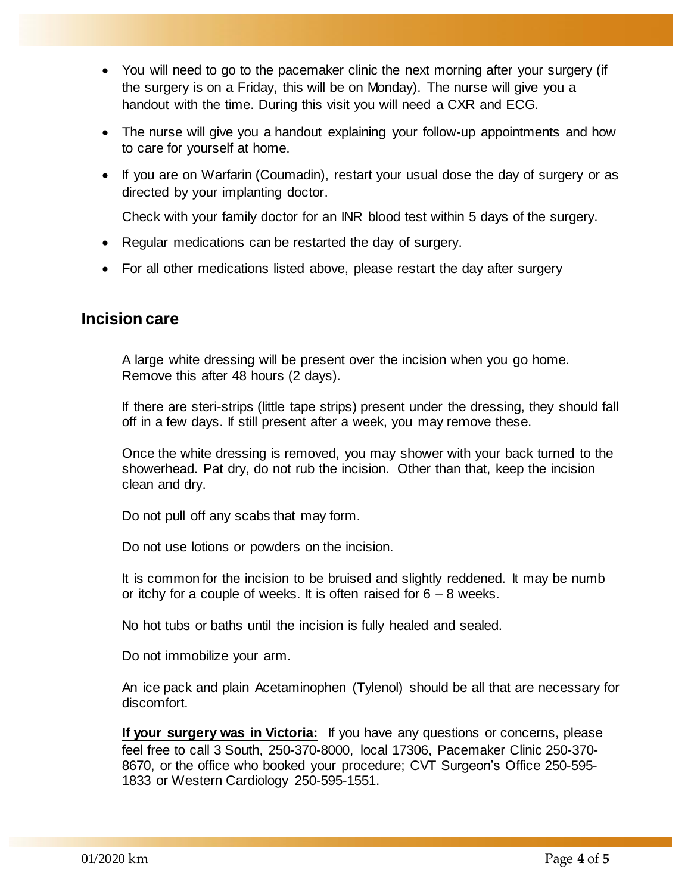- You will need to go to the pacemaker clinic the next morning after your surgery (if the surgery is on a Friday, this will be on Monday). The nurse will give you a handout with the time. During this visit you will need a CXR and ECG.
- The nurse will give you a handout explaining your follow-up appointments and how to care for yourself at home.
- If you are on Warfarin (Coumadin), restart your usual dose the day of surgery or as directed by your implanting doctor.

  Check with your family doctor for an INR blood test within 5 days of the surgery.
- Regular medications can be restarted the day of surgery.
- For all other medications listed above, please restart the day after surgery

## Incision care

A large white dressing will be present over the incision when you go home. Remove this after 48 hours (2 days).

If there are steri-strips (little tape strips) present under the dressing, they should fall off in a few days. If still present after a week, you may remove these.

Once the white dressing is removed, you may shower with your back turned to the showerhead. Pat dry, do not rub the incision. Other than that, keep the incision clean and dry.

Do not pull off any scabs that may form.

Do not use lotions or powders on the incision.

It is common for the incision to be bruised and slightly reddened. It may be numb or itchy for a couple of weeks. It is often raised for 6 – 8 weeks.

No hot tubs or baths until the incision is fully healed and sealed.

Do not immobilize your arm.

An ice pack and plain Acetaminophen (Tylenol) should be all that are necessary for discomfort.

**If your surgery was in Victoria:** If you have any questions or concerns, please feel free to call 3 South, 250-370-8000, local 17306, Pacemaker Clinic 250-370-8670, or the office who booked your procedure; CVT Surgeon's Office 250-595-1833 or Western Cardiology 250-595-1551.

01/2020 km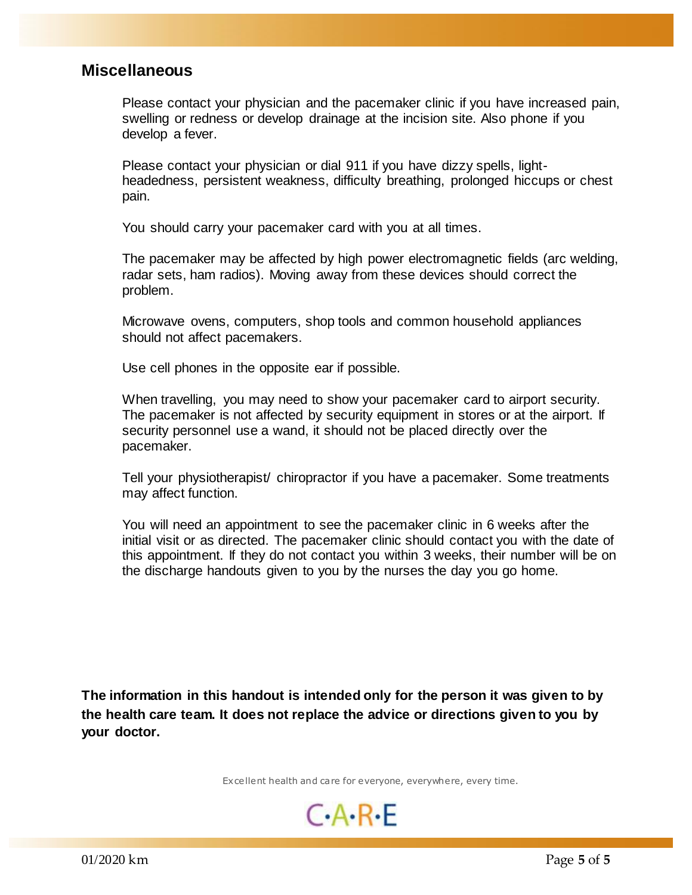## Miscellaneous

Please contact your physician and the pacemaker clinic if you have increased pain, swelling or redness or develop drainage at the incision site. Also phone if you develop a fever.

Please contact your physician or dial 911 if you have dizzy spells, light-headedness, persistent weakness, difficulty breathing, prolonged hiccups or chest pain.

You should carry your pacemaker card with you at all times.

The pacemaker may be affected by high power electromagnetic fields (arc welding, radar sets, ham radios). Moving away from these devices should correct the problem.

Microwave ovens, computers, shop tools and common household appliances should not affect pacemakers.

Use cell phones in the opposite ear if possible.

When travelling, you may need to show your pacemaker card to airport security. The pacemaker is not affected by security equipment in stores or at the airport. If security personnel use a wand, it should not be placed directly over the pacemaker.

Tell your physiotherapist/ chiropractor if you have a pacemaker. Some treatments may affect function.

You will need an appointment to see the pacemaker clinic in 6 weeks after the initial visit or as directed. The pacemaker clinic should contact you with the date of this appointment. If they do not contact you within 3 weeks, their number will be on the discharge handouts given to you by the nurses the day you go home.

**The information in this handout is intended only for the person it was given to by the health care team. It does not replace the advice or directions given to you by your doctor.**

Excellent health and care for everyone, everywhere, every time.

C·A·R·E

01/2020 km